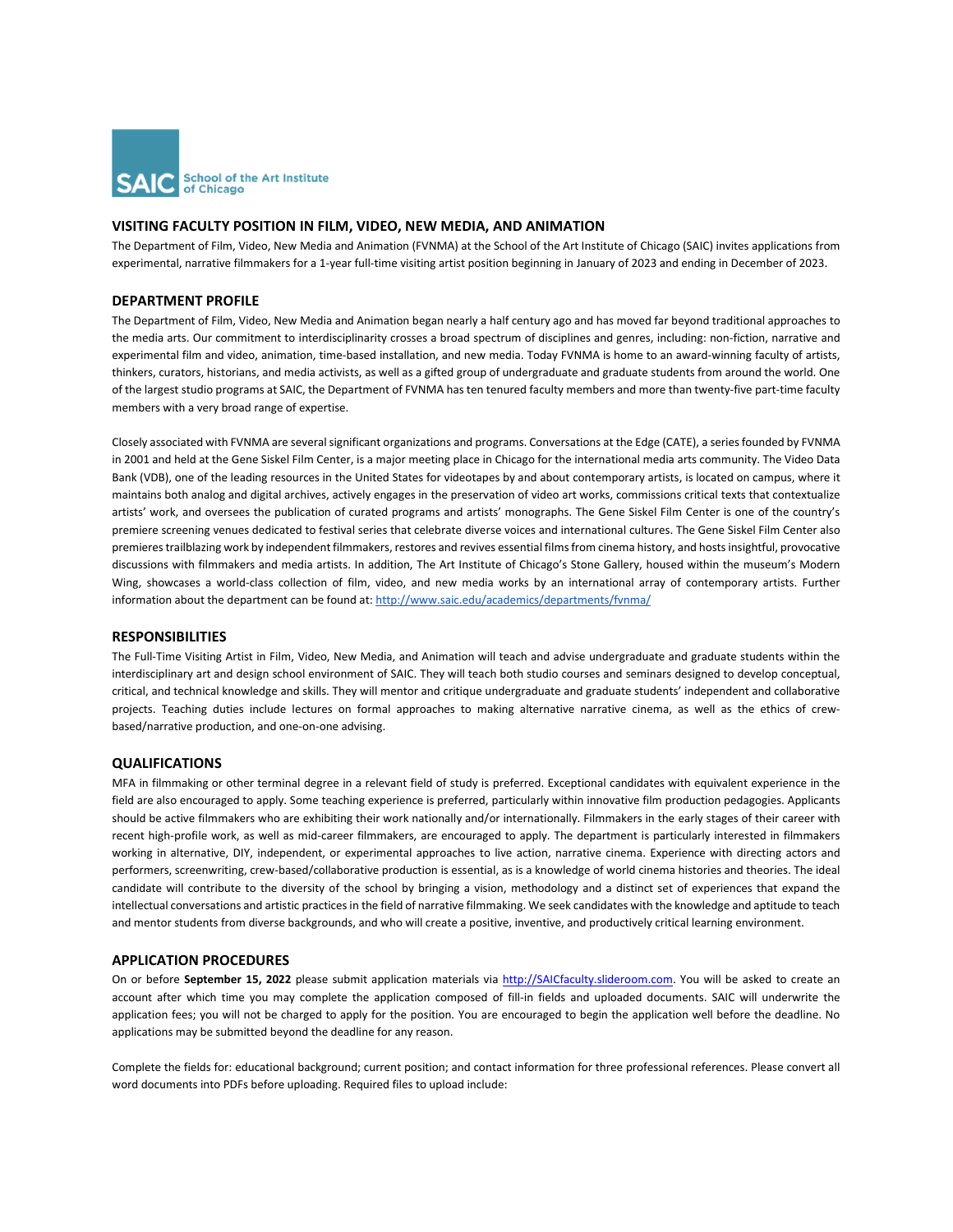SAIC School of the Art Institute of Chicago

## VISITING FACULTY POSITION IN FILM, VIDEO, NEW MEDIA, AND ANIMATION

The Department of Film, Video, New Media and Animation (FVNMA) at the School of the Art Institute of Chicago (SAIC) invites applications from experimental, narrative filmmakers for a 1-year full-time visiting artist position beginning in January of 2023 and ending in December of 2023.

## DEPARTMENT PROFILE

The Department of Film, Video, New Media and Animation began nearly a half century ago and has moved far beyond traditional approaches to the media arts. Our commitment to interdisciplinarity crosses a broad spectrum of disciplines and genres, including: non-fiction, narrative and experimental film and video, animation, time-based installation, and new media. Today FVNMA is home to an award-winning faculty of artists, thinkers, curators, historians, and media activists, as well as a gifted group of undergraduate and graduate students from around the world. One of the largest studio programs at SAIC, the Department of FVNMA has ten tenured faculty members and more than twenty-five part-time faculty members with a very broad range of expertise.

Closely associated with FVNMA are several significant organizations and programs. Conversations at the Edge (CATE), a series founded by FVNMA in 2001 and held at the Gene Siskel Film Center, is a major meeting place in Chicago for the international media arts community. The Video Data Bank (VDB), one of the leading resources in the United States for videotapes by and about contemporary artists, is located on campus, where it maintains both analog and digital archives, actively engages in the preservation of video art works, commissions critical texts that contextualize artists' work, and oversees the publication of curated programs and artists' monographs. The Gene Siskel Film Center is one of the country's premiere screening venues dedicated to festival series that celebrate diverse voices and international cultures. The Gene Siskel Film Center also premieres trailblazing work by independent filmmakers, restores and revives essential films from cinema history, and hosts insightful, provocative discussions with filmmakers and media artists. In addition, The Art Institute of Chicago's Stone Gallery, housed within the museum's Modern Wing, showcases a world-class collection of film, video, and new media works by an international array of contemporary artists. Further information about the department can be found at: http://www.saic.edu/academics/departments/fvnma/

## RESPONSIBILITIES

The Full-Time Visiting Artist in Film, Video, New Media, and Animation will teach and advise undergraduate and graduate students within the interdisciplinary art and design school environment of SAIC. They will teach both studio courses and seminars designed to develop conceptual, critical, and technical knowledge and skills. They will mentor and critique undergraduate and graduate students' independent and collaborative projects. Teaching duties include lectures on formal approaches to making alternative narrative cinema, as well as the ethics of crew-based/narrative production, and one-on-one advising.

## QUALIFICATIONS

MFA in filmmaking or other terminal degree in a relevant field of study is preferred. Exceptional candidates with equivalent experience in the field are also encouraged to apply. Some teaching experience is preferred, particularly within innovative film production pedagogies. Applicants should be active filmmakers who are exhibiting their work nationally and/or internationally. Filmmakers in the early stages of their career with recent high-profile work, as well as mid-career filmmakers, are encouraged to apply. The department is particularly interested in filmmakers working in alternative, DIY, independent, or experimental approaches to live action, narrative cinema. Experience with directing actors and performers, screenwriting, crew-based/collaborative production is essential, as is a knowledge of world cinema histories and theories. The ideal candidate will contribute to the diversity of the school by bringing a vision, methodology and a distinct set of experiences that expand the intellectual conversations and artistic practices in the field of narrative filmmaking. We seek candidates with the knowledge and aptitude to teach and mentor students from diverse backgrounds, and who will create a positive, inventive, and productively critical learning environment.

## APPLICATION PROCEDURES

On or before **September 15, 2022** please submit application materials via http://SAICfaculty.slideroom.com. You will be asked to create an account after which time you may complete the application composed of fill-in fields and uploaded documents. SAIC will underwrite the application fees; you will not be charged to apply for the position. You are encouraged to begin the application well before the deadline. No applications may be submitted beyond the deadline for any reason.

Complete the fields for: educational background; current position; and contact information for three professional references. Please convert all word documents into PDFs before uploading. Required files to upload include: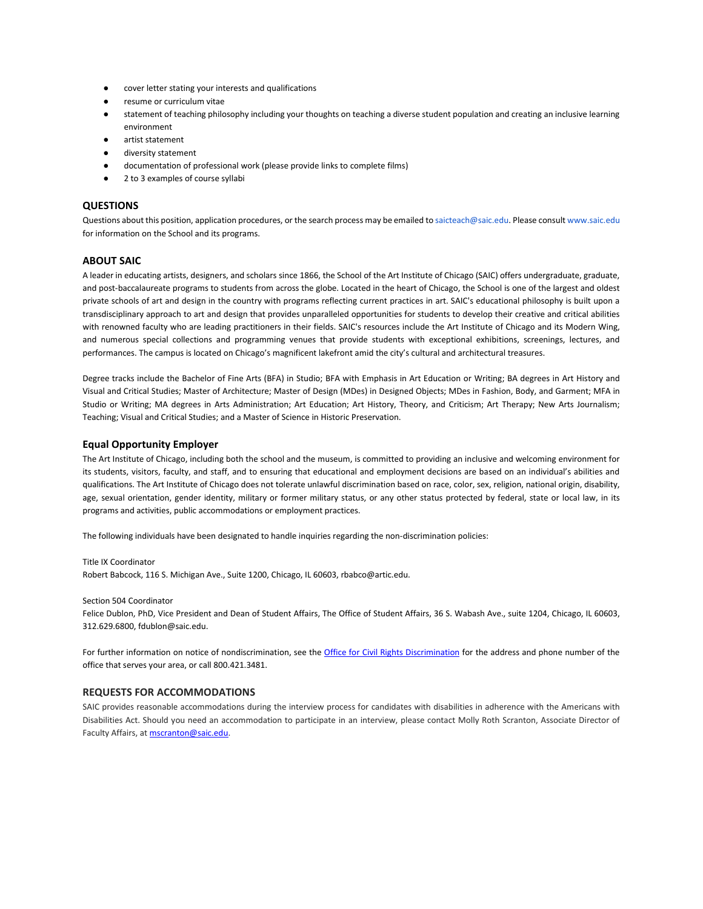- cover letter stating your interests and qualifications
- resume or curriculum vitae
- statement of teaching philosophy including your thoughts on teaching a diverse student population and creating an inclusive learning environment
- artist statement
- diversity statement
- documentation of professional work (please provide links to complete films)
- 2 to 3 examples of course syllabi

## QUESTIONS

Questions about this position, application procedures, or the search process may be emailed to saicteach@saic.edu. Please consult www.saic.edu for information on the School and its programs.

## ABOUT SAIC

A leader in educating artists, designers, and scholars since 1866, the School of the Art Institute of Chicago (SAIC) offers undergraduate, graduate, and post-baccalaureate programs to students from across the globe. Located in the heart of Chicago, the School is one of the largest and oldest private schools of art and design in the country with programs reflecting current practices in art. SAIC's educational philosophy is built upon a transdisciplinary approach to art and design that provides unparalleled opportunities for students to develop their creative and critical abilities with renowned faculty who are leading practitioners in their fields. SAIC's resources include the Art Institute of Chicago and its Modern Wing, and numerous special collections and programming venues that provide students with exceptional exhibitions, screenings, lectures, and performances. The campus is located on Chicago's magnificent lakefront amid the city's cultural and architectural treasures.

Degree tracks include the Bachelor of Fine Arts (BFA) in Studio; BFA with Emphasis in Art Education or Writing; BA degrees in Art History and Visual and Critical Studies; Master of Architecture; Master of Design (MDes) in Designed Objects; MDes in Fashion, Body, and Garment; MFA in Studio or Writing; MA degrees in Arts Administration; Art Education; Art History, Theory, and Criticism; Art Therapy; New Arts Journalism; Teaching; Visual and Critical Studies; and a Master of Science in Historic Preservation.

## Equal Opportunity Employer

The Art Institute of Chicago, including both the school and the museum, is committed to providing an inclusive and welcoming environment for its students, visitors, faculty, and staff, and to ensuring that educational and employment decisions are based on an individual's abilities and qualifications. The Art Institute of Chicago does not tolerate unlawful discrimination based on race, color, sex, religion, national origin, disability, age, sexual orientation, gender identity, military or former military status, or any other status protected by federal, state or local law, in its programs and activities, public accommodations or employment practices.

The following individuals have been designated to handle inquiries regarding the non-discrimination policies:

Title IX Coordinator
Robert Babcock, 116 S. Michigan Ave., Suite 1200, Chicago, IL 60603, rbabco@artic.edu.

Section 504 Coordinator
Felice Dublon, PhD, Vice President and Dean of Student Affairs, The Office of Student Affairs, 36 S. Wabash Ave., suite 1204, Chicago, IL 60603, 312.629.6800, fdublon@saic.edu.

For further information on notice of nondiscrimination, see the Office for Civil Rights Discrimination for the address and phone number of the office that serves your area, or call 800.421.3481.

## REQUESTS FOR ACCOMMODATIONS

SAIC provides reasonable accommodations during the interview process for candidates with disabilities in adherence with the Americans with Disabilities Act. Should you need an accommodation to participate in an interview, please contact Molly Roth Scranton, Associate Director of Faculty Affairs, at mscranton@saic.edu.